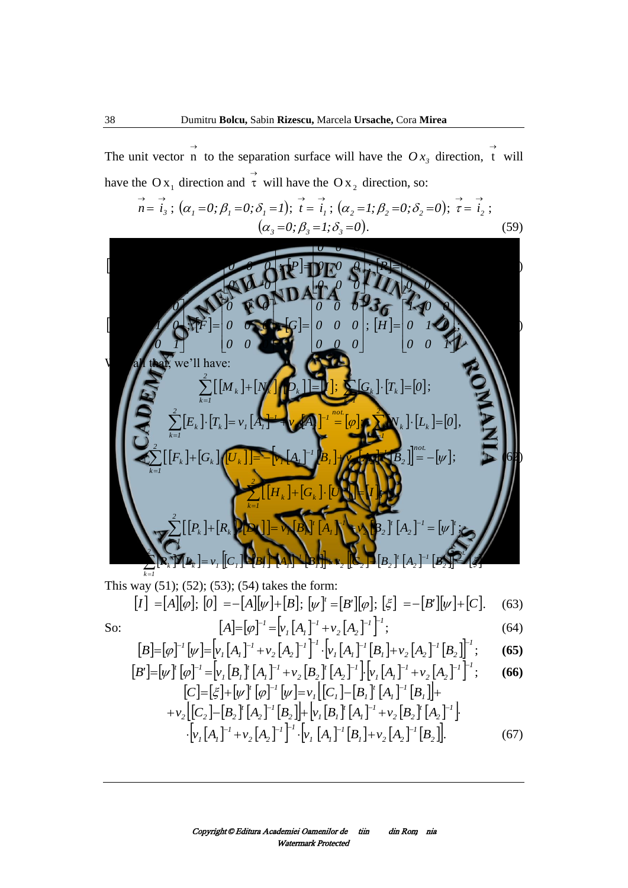The unit vector $\vec{n}$ to the separation surface will have the $Ox_3$ direction, $\vec{t}$ will have the $Ox_1$ direction and $\vec{\tau}$ will have the $Ox_2$ direction, so:

$$\vec{n}=\vec{i}_3\,;\ (\alpha_1=0;\beta_1=0;\delta_1=1);\ \vec{t}=\vec{i}_1\,;\ (\alpha_2=1;\beta_2=0;\delta_2=0);\ \vec{\tau}=\vec{i}_2\,;$$
$$(\alpha_3=0;\beta_3=1;\delta_3=0). \tag{59}$$

$$\ldots \begin{bmatrix} 0 & 0 & 0 \\ 0 & 0 & 0 \\ \end{bmatrix};\ [P]=\begin{bmatrix} 0 & 0 & 0 \\ 0 & 0 & 0 \\ 0 & 0 & \end{bmatrix};\ [R]=\ldots$$

$$\ldots \begin{bmatrix} 0 \\ 1 & 0 \\ 0 & 1 \end{bmatrix};\ [F]=\begin{bmatrix} 0 & 0 & 0 \\ 0 & 0 & 0 \\ 0 & 0 & \end{bmatrix};\ [G]=\begin{bmatrix} 0 & 0 & 0 \\ 0 & 0 & 0 \\ 0 & 0 & 0 \end{bmatrix};\ [H]=\begin{bmatrix} 1 & 0 & 0 \\ 0 & 1 & 0 \\ 0 & 0 & 1 \end{bmatrix};\ \ldots$$

With all that, we'll have:

$$\sum_{k=1}^{2}[[M_k]+[N_k][D_k]]=[I];\ \sum_{k=1}^{2}[G_k]\cdot[T_k]=[0];$$
$$\sum_{k=1}^{2}[E_k]\cdot[T_k]=\nu_1[A_1]^{-1}+\nu_2[A_2]^{-1}\overset{not.}{=}[\varphi];\ \sum_{k=1}^{2}[N_k]\cdot[L_k]=[0],$$
$$\sum_{k=1}^{2}[[F_k]+[G_k][U_k]]=-[\nu_1[A_1]^{-1}[B_1]+\nu_2[A_2]^{-1}[B_2]]\overset{not.}{=}-[\psi];\tag{62}$$
$$\sum_{k=1}^{2}[[H_k]+[G_k]\cdot[U_k]]=[I];$$
$$\sum_{k=1}^{2}[[P_k]+[R_k][D_k]]=\nu_1[B_1]^t[A_1]^{-1}+\nu_2[B_2]^t[A_2]^{-1}=[\psi]^t;$$
$$\sum_{k=1}^{2}[R_k][L_k]=\nu_1[[C_1]-[B_1]^t[A_1]^{-1}[B_1]]+\nu_2[[C_2]-[B_2]^t[A_2]^{-1}[B_2]]\overset{not.}{=}[\xi]$$

This way (51); (52); (53); (54) takes the form:

$$[I]=[A][\varphi];\ [0]=-[A][\psi]+[B];\ [\psi]^t=[B'][\varphi];\ [\xi]=-[B'][\psi]+[C]. \tag{63}$$

So:

$$[A]=[\varphi]^{-1}=\left[\nu_1[A_1]^{-1}+\nu_2[A_2]^{-1}\right]^{-1}; \tag{64}$$

$$[B]=[\varphi]^{-1}[\psi]=\left[\nu_1[A_1]^{-1}+\nu_2[A_2]^{-1}\right]^{-1}\cdot\left[\nu_1[A_1]^{-1}[B_1]+\nu_2[A_2]^{-1}[B_2]\right]^{-1}; \tag{65}$$

$$[B']=[\psi]^t[\varphi]^{-1}=\left[\nu_1[B_1]^t[A_1]^{-1}+\nu_2[B_2]^t[A_2]^{-1}\right]\cdot\left[\nu_1[A_1]^{-1}+\nu_2[A_2]^{-1}\right]^{-1}; \tag{66}$$

$$\begin{aligned}[C]=[\xi]+[\psi]^t[\varphi]^{-1}[\psi]=&\,\nu_1\left[[C_1]-[B_1]^t[A_1]^{-1}[B_1]\right]+\\ &+\nu_2\left[[C_2]-[B_2]^t[A_2]^{-1}[B_2]\right]+\left[\nu_1[B_1]^t[A_1]^{-1}+\nu_2[B_2]^t[A_2]^{-1}\right]\cdot\\ &\cdot\left[\nu_1[A_1]^{-1}+\nu_2[A_2]^{-1}\right]^{-1}\cdot\left[\nu_1[A_1]^{-1}[B_1]+\nu_2[A_2]^{-1}[B_2]\right].\end{aligned} \tag{67}$$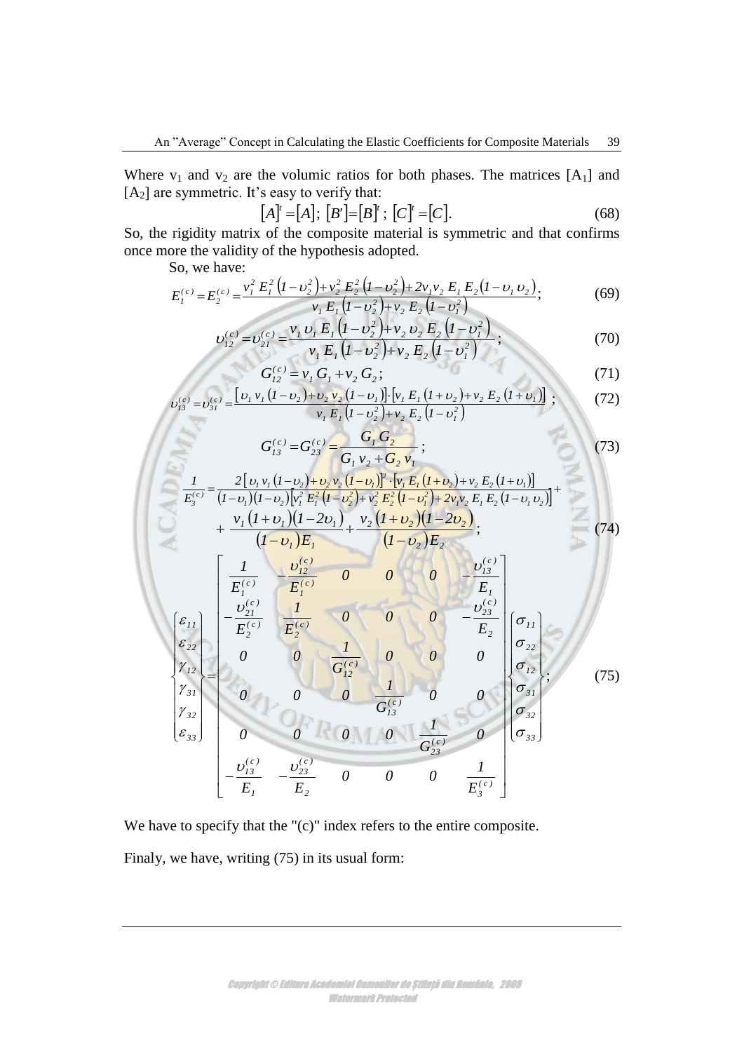Where $v_1$ and $v_2$ are the volumic ratios for both phases. The matrices $[A_1]$ and $[A_2]$ are symmetric. It's easy to verify that:

$$[A]^t = [A];\ [B'] = [B]^t;\ [C]^t = [C]. \tag{68}$$

So, the rigidity matrix of the composite material is symmetric and that confirms once more the validity of the hypothesis adopted.

So, we have:

$$E_1^{(c)} = E_2^{(c)} = \frac{v_1^2 E_1^2 \left(1-\upsilon_2^2\right) + v_2^2 E_2^2 \left(1-\upsilon_2^2\right) + 2 v_1 v_2 E_1 E_2 \left(1-\upsilon_1 \upsilon_2\right)}{v_1 E_1 \left(1-\upsilon_2^2\right) + v_2 E_2 \left(1-\upsilon_1^2\right)}; \tag{69}$$

$$\upsilon_{12}^{(c)} = \upsilon_{21}^{(c)} = \frac{v_1 \upsilon_1 E_1 \left(1-\upsilon_2^2\right) + v_2 \upsilon_2 E_2 \left(1-\upsilon_1^2\right)}{v_1 E_1 \left(1-\upsilon_2^2\right) + v_2 E_2 \left(1-\upsilon_1^2\right)}; \tag{70}$$

$$G_{12}^{(c)} = v_1 G_1 + v_2 G_2; \tag{71}$$

$$\upsilon_{13}^{(c)} = \upsilon_{31}^{(c)} = \frac{\left[\upsilon_1 v_1 \left(1-\upsilon_2\right) + \upsilon_2 v_2 \left(1-\upsilon_1\right)\right] \cdot \left[v_1 E_1 \left(1+\upsilon_2\right) + v_2 E_2 \left(1+\upsilon_1\right)\right]}{v_1 E_1 \left(1-\upsilon_2^2\right) + v_2 E_2 \left(1-\upsilon_1^2\right)}; \tag{72}$$

$$G_{13}^{(c)} = G_{23}^{(c)} = \frac{G_1 G_2}{G_1 v_2 + G_2 v_1}; \tag{73}$$

$$\frac{1}{E_3^{(c)}} = \frac{2\left[\upsilon_1 v_1 \left(1-\upsilon_2\right) + \upsilon_2 v_2 \left(1-\upsilon_1\right)\right]^2 \cdot \left[v_1 E_1 \left(1+\upsilon_2\right) + v_2 E_2 \left(1+\upsilon_1\right)\right]}{\left(1-\upsilon_1\right)\left(1-\upsilon_2\right)\left[v_1^2 E_1^2 \left(1-\upsilon_2^2\right) + v_2^2 E_2^2 \left(1-\upsilon_1^2\right) + 2 v_1 v_2 E_1 E_2 \left(1-\upsilon_1 \upsilon_2\right)\right]} + \frac{v_1 \left(1+\upsilon_1\right)\left(1-2\upsilon_1\right)}{\left(1-\upsilon_1\right) E_1} + \frac{v_2 \left(1+\upsilon_2\right)\left(1-2\upsilon_2\right)}{\left(1-\upsilon_2\right) E_2}; \tag{74}$$

$$\begin{Bmatrix} \varepsilon_{11} \\ \varepsilon_{22} \\ \gamma_{12} \\ \gamma_{31} \\ \gamma_{32} \\ \varepsilon_{33} \end{Bmatrix} = \begin{bmatrix} \dfrac{1}{E_1^{(c)}} & -\dfrac{\upsilon_{12}^{(c)}}{E_1^{(c)}} & 0 & 0 & 0 & -\dfrac{\upsilon_{13}^{(c)}}{E_1} \\ -\dfrac{\upsilon_{21}^{(c)}}{E_2^{(c)}} & \dfrac{1}{E_2^{(c)}} & 0 & 0 & 0 & -\dfrac{\upsilon_{23}^{(c)}}{E_2} \\ 0 & 0 & \dfrac{1}{G_{12}^{(c)}} & 0 & 0 & 0 \\ 0 & 0 & 0 & \dfrac{1}{G_{13}^{(c)}} & 0 & 0 \\ 0 & 0 & 0 & 0 & \dfrac{1}{G_{23}^{(c)}} & 0 \\ -\dfrac{\upsilon_{13}^{(c)}}{E_1} & -\dfrac{\upsilon_{23}^{(c)}}{E_2} & 0 & 0 & 0 & \dfrac{1}{E_3^{(c)}} \end{bmatrix} \begin{Bmatrix} \sigma_{11} \\ \sigma_{22} \\ \sigma_{12} \\ \sigma_{31} \\ \sigma_{32} \\ \sigma_{33} \end{Bmatrix}; \tag{75}$$

We have to specify that the "(c)" index refers to the entire composite.

Finaly, we have, writing (75) in its usual form: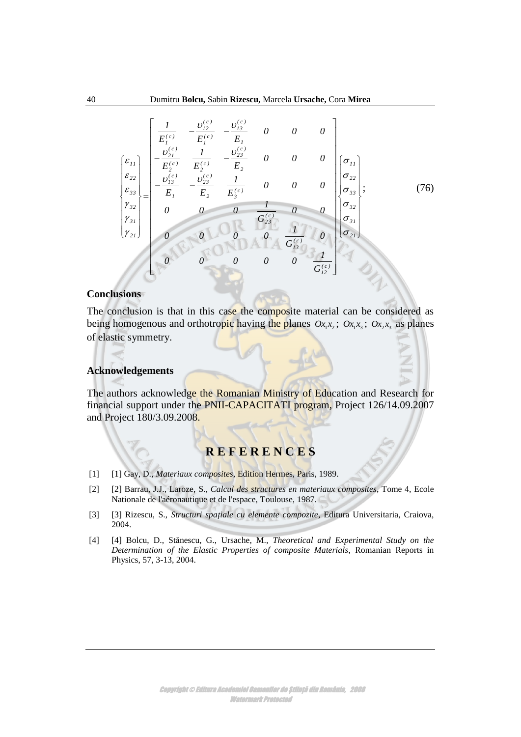$$
\begin{Bmatrix} \varepsilon_{11} \\ \varepsilon_{22} \\ \varepsilon_{33} \\ \gamma_{32} \\ \gamma_{31} \\ \gamma_{21} \end{Bmatrix} = \begin{bmatrix} \frac{1}{E_1^{(c)}} & -\frac{\upsilon_{12}^{(c)}}{E_1^{(c)}} & -\frac{\upsilon_{13}^{(c)}}{E_1} & 0 & 0 & 0 \\ -\frac{\upsilon_{21}^{(c)}}{E_2^{(c)}} & \frac{1}{E_2^{(c)}} & -\frac{\upsilon_{23}^{(c)}}{E_2} & 0 & 0 & 0 \\ -\frac{\upsilon_{13}^{(c)}}{E_1} & -\frac{\upsilon_{23}^{(c)}}{E_2} & \frac{1}{E_3^{(c)}} & 0 & 0 & 0 \\ 0 & 0 & 0 & \frac{1}{G_{23}^{(c)}} & 0 & 0 \\ 0 & 0 & 0 & 0 & \frac{1}{G_{13}^{(c)}} & 0 \\ 0 & 0 & 0 & 0 & 0 & \frac{1}{G_{12}^{(c)}} \end{bmatrix} \begin{Bmatrix} \sigma_{11} \\ \sigma_{22} \\ \sigma_{33} \\ \sigma_{32} \\ \sigma_{31} \\ \sigma_{21} \end{Bmatrix}; \qquad (76)
$$

## Conclusions

The conclusion is that in this case the composite material can be considered as being homogenous and orthotropic having the planes $Ox_1x_2$; $Ox_1x_3$; $Ox_2x_3$ as planes of elastic symmetry.

## Acknowledgements

The authors acknowledge the Romanian Ministry of Education and Research for financial support under the PNII-CAPACITATI program, Project 126/14.09.2007 and Project 180/3.09.2008.

## REFERENCES

[1] [1] Gay, D., *Materiaux composites*, Edition Hermes, Paris, 1989.

[2] [2] Barrau, J.J., Laroze, S., *Calcul des structures en materiaux composites*, Tome 4, Ecole Nationale de l'aéronautique et de l'espace, Toulouse, 1987.

[3] [3] Rizescu, S., *Structuri spațiale cu elemente compozite*, Editura Universitaria, Craiova, 2004.

[4] [4] Bolcu, D., Stănescu, G., Ursache, M., *Theoretical and Experimental Study on the Determination of the Elastic Properties of composite Materials*, Romanian Reports in Physics, 57, 3-13, 2004.